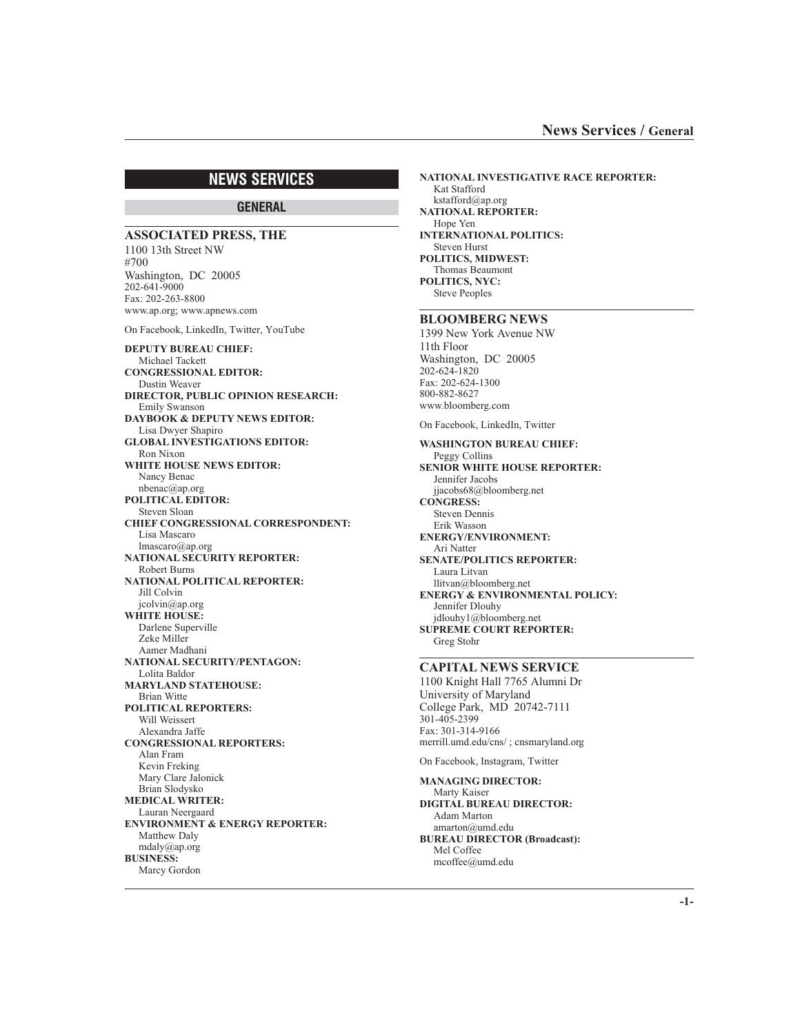# NEWS SERVICES

## GENERAL

### ASSOCIATED PRESS, THE

1100 13th Street NW
#700
Washington, DC 20005
202-641-9000
Fax: 202-263-8800
www.ap.org; www.apnews.com

On Facebook, LinkedIn, Twitter, YouTube

**DEPUTY BUREAU CHIEF:**
Michael Tackett
**CONGRESSIONAL EDITOR:**
Dustin Weaver
**DIRECTOR, PUBLIC OPINION RESEARCH:**
Emily Swanson
**DAYBOOK & DEPUTY NEWS EDITOR:**
Lisa Dwyer Shapiro
**GLOBAL INVESTIGATIONS EDITOR:**
Ron Nixon
**WHITE HOUSE NEWS EDITOR:**
Nancy Benac
nbenac@ap.org
**POLITICAL EDITOR:**
Steven Sloan
**CHIEF CONGRESSIONAL CORRESPONDENT:**
Lisa Mascaro
lmascaro@ap.org
**NATIONAL SECURITY REPORTER:**
Robert Burns
**NATIONAL POLITICAL REPORTER:**
Jill Colvin
jcolvin@ap.org
**WHITE HOUSE:**
Darlene Superville
Zeke Miller
Aamer Madhani
**NATIONAL SECURITY/PENTAGON:**
Lolita Baldor
**MARYLAND STATEHOUSE:**
Brian Witte
**POLITICAL REPORTERS:**
Will Weissert
Alexandra Jaffe
**CONGRESSIONAL REPORTERS:**
Alan Fram
Kevin Freking
Mary Clare Jalonick
Brian Slodysko
**MEDICAL WRITER:**
Lauran Neergaard
**ENVIRONMENT & ENERGY REPORTER:**
Matthew Daly
mdaly@ap.org
**BUSINESS:**
Marcy Gordon
**NATIONAL INVESTIGATIVE RACE REPORTER:**
Kat Stafford
kstafford@ap.org
**NATIONAL REPORTER:**
Hope Yen
**INTERNATIONAL POLITICS:**
Steven Hurst
**POLITICS, MIDWEST:**
Thomas Beaumont
**POLITICS, NYC:**
Steve Peoples

### BLOOMBERG NEWS

1399 New York Avenue NW
11th Floor
Washington, DC 20005
202-624-1820
Fax: 202-624-1300
800-882-8627
www.bloomberg.com

On Facebook, LinkedIn, Twitter

**WASHINGTON BUREAU CHIEF:**
Peggy Collins
**SENIOR WHITE HOUSE REPORTER:**
Jennifer Jacobs
jjacobs68@bloomberg.net
**CONGRESS:**
Steven Dennis
Erik Wasson
**ENERGY/ENVIRONMENT:**
Ari Natter
**SENATE/POLITICS REPORTER:**
Laura Litvan
llitvan@bloomberg.net
**ENERGY & ENVIRONMENTAL POLICY:**
Jennifer Dlouhy
jdlouhy1@bloomberg.net
**SUPREME COURT REPORTER:**
Greg Stohr

### CAPITAL NEWS SERVICE

1100 Knight Hall 7765 Alumni Dr
University of Maryland
College Park, MD 20742-7111
301-405-2399
Fax: 301-314-9166
merrill.umd.edu/cns/ ; cnsmaryland.org

On Facebook, Instagram, Twitter

**MANAGING DIRECTOR:**
Marty Kaiser
**DIGITAL BUREAU DIRECTOR:**
Adam Marton
amarton@umd.edu
**BUREAU DIRECTOR (Broadcast):**
Mel Coffee
mcoffee@umd.edu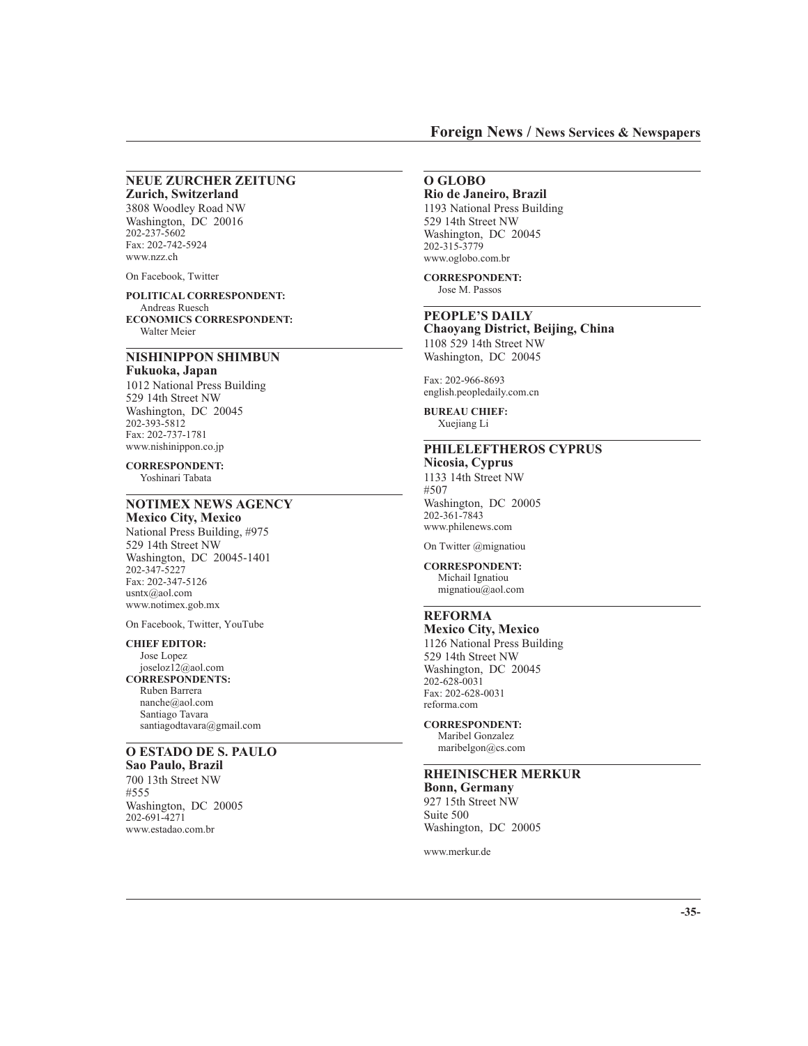## NEUE ZURCHER ZEITUNG
**Zurich, Switzerland**

3808 Woodley Road NW
Washington, DC 20016
202-237-5602
Fax: 202-742-5924
www.nzz.ch

On Facebook, Twitter

**POLITICAL CORRESPONDENT:**
Andreas Ruesch
**ECONOMICS CORRESPONDENT:**
Walter Meier

## NISHINIPPON SHIMBUN
**Fukuoka, Japan**

1012 National Press Building
529 14th Street NW
Washington, DC 20045
202-393-5812
Fax: 202-737-1781
www.nishinippon.co.jp

**CORRESPONDENT:**
Yoshinari Tabata

## NOTIMEX NEWS AGENCY
**Mexico City, Mexico**

National Press Building, #975
529 14th Street NW
Washington, DC 20045-1401
202-347-5227
Fax: 202-347-5126
usntx@aol.com
www.notimex.gob.mx

On Facebook, Twitter, YouTube

**CHIEF EDITOR:**
Jose Lopez
joseloz12@aol.com
**CORRESPONDENTS:**
Ruben Barrera
nanche@aol.com
Santiago Tavara
santiagodtavara@gmail.com

## O ESTADO DE S. PAULO
**Sao Paulo, Brazil**

700 13th Street NW
#555
Washington, DC 20005
202-691-4271
www.estadao.com.br

## O GLOBO
**Rio de Janeiro, Brazil**

1193 National Press Building
529 14th Street NW
Washington, DC 20045
202-315-3779
www.oglobo.com.br

**CORRESPONDENT:**
Jose M. Passos

## PEOPLE'S DAILY
**Chaoyang District, Beijing, China**

1108 529 14th Street NW
Washington, DC 20045

Fax: 202-966-8693
english.peopledaily.com.cn

**BUREAU CHIEF:**
Xuejiang Li

## PHILELEFTHEROS CYPRUS
**Nicosia, Cyprus**

1133 14th Street NW
#507
Washington, DC 20005
202-361-7843
www.philenews.com

On Twitter @mignatiou

**CORRESPONDENT:**
Michail Ignatiou
mignatiou@aol.com

## REFORMA
**Mexico City, Mexico**

1126 National Press Building
529 14th Street NW
Washington, DC 20045
202-628-0031
Fax: 202-628-0031
reforma.com

**CORRESPONDENT:**
Maribel Gonzalez
maribelgon@cs.com

## RHEINISCHER MERKUR
**Bonn, Germany**

927 15th Street NW
Suite 500
Washington, DC 20005

www.merkur.de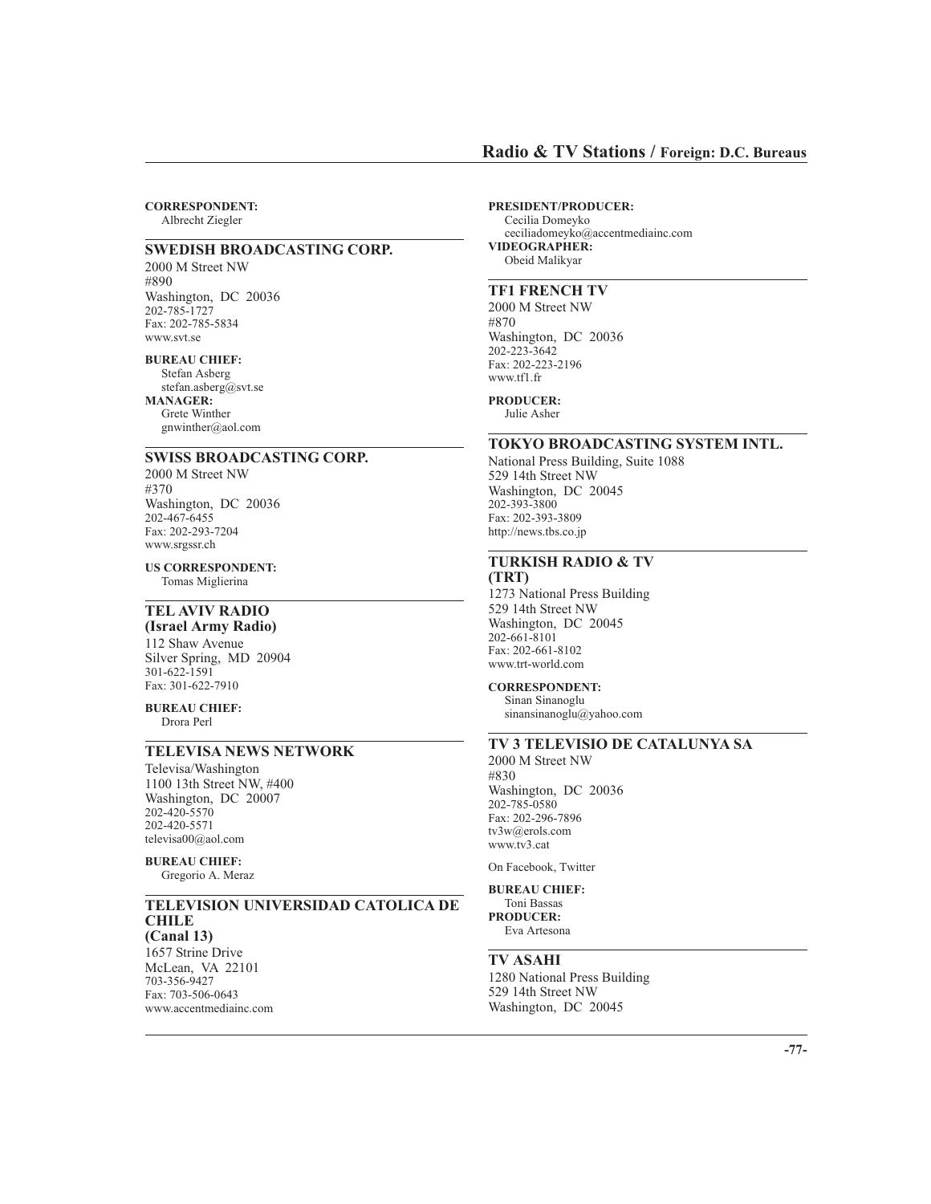**CORRESPONDENT:**
Albrecht Ziegler

## SWEDISH BROADCASTING CORP.

2000 M Street NW
#890
Washington, DC 20036
202-785-1727
Fax: 202-785-5834
www.svt.se

**BUREAU CHIEF:**
Stefan Asberg
stefan.asberg@svt.se
**MANAGER:**
Grete Winther
gnwinther@aol.com

## SWISS BROADCASTING CORP.

2000 M Street NW
#370
Washington, DC 20036
202-467-6455
Fax: 202-293-7204
www.srgssr.ch

**US CORRESPONDENT:**
Tomas Miglierina

## TEL AVIV RADIO (Israel Army Radio)

112 Shaw Avenue
Silver Spring, MD 20904
301-622-1591
Fax: 301-622-7910

**BUREAU CHIEF:**
Drora Perl

## TELEVISA NEWS NETWORK

Televisa/Washington
1100 13th Street NW, #400
Washington, DC 20007
202-420-5570
202-420-5571
televisa00@aol.com

**BUREAU CHIEF:**
Gregorio A. Meraz

## TELEVISION UNIVERSIDAD CATOLICA DE CHILE (Canal 13)

1657 Strine Drive
McLean, VA 22101
703-356-9427
Fax: 703-506-0643
www.accentmediainc.com

**PRESIDENT/PRODUCER:**
Cecilia Domeyko
ceciliadomeyko@accentmediainc.com
**VIDEOGRAPHER:**
Obeid Malikyar

## TF1 FRENCH TV

2000 M Street NW
#870
Washington, DC 20036
202-223-3642
Fax: 202-223-2196
www.tf1.fr

**PRODUCER:**
Julie Asher

## TOKYO BROADCASTING SYSTEM INTL.

National Press Building, Suite 1088
529 14th Street NW
Washington, DC 20045
202-393-3800
Fax: 202-393-3809
http://news.tbs.co.jp

## TURKISH RADIO & TV (TRT)

1273 National Press Building
529 14th Street NW
Washington, DC 20045
202-661-8101
Fax: 202-661-8102
www.trt-world.com

**CORRESPONDENT:**
Sinan Sinanoglu
sinansinanoglu@yahoo.com

## TV 3 TELEVISIO DE CATALUNYA SA

2000 M Street NW
#830
Washington, DC 20036
202-785-0580
Fax: 202-296-7896
tv3w@erols.com
www.tv3.cat

On Facebook, Twitter

**BUREAU CHIEF:**
Toni Bassas
**PRODUCER:**
Eva Artesona

## TV ASAHI

1280 National Press Building
529 14th Street NW
Washington, DC 20045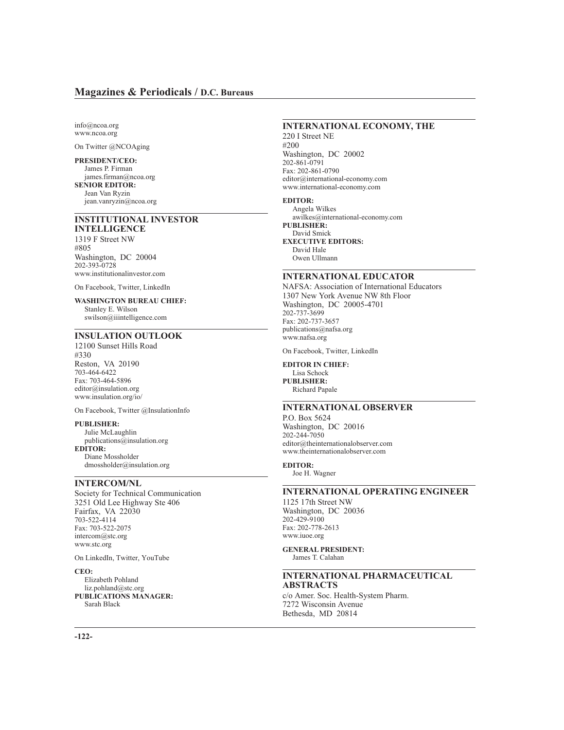info@ncoa.org
www.ncoa.org

On Twitter @NCOAging

**PRESIDENT/CEO:**
James P. Firman
james.firman@ncoa.org
**SENIOR EDITOR:**
Jean Van Ryzin
jean.vanryzin@ncoa.org

## INSTITUTIONAL INVESTOR INTELLIGENCE

1319 F Street NW
#805
Washington, DC 20004
202-393-0728
www.institutionalinvestor.com

On Facebook, Twitter, LinkedIn

**WASHINGTON BUREAU CHIEF:**
Stanley E. Wilson
swilson@iiintelligence.com

## INSULATION OUTLOOK

12100 Sunset Hills Road
#330
Reston, VA 20190
703-464-6422
Fax: 703-464-5896
editor@insulation.org
www.insulation.org/io/

On Facebook, Twitter @InsulationInfo

**PUBLISHER:**
Julie McLaughlin
publications@insulation.org
**EDITOR:**
Diane Mossholder
dmossholder@insulation.org

## INTERCOM/NL

Society for Technical Communication
3251 Old Lee Highway Ste 406
Fairfax, VA 22030
703-522-4114
Fax: 703-522-2075
intercom@stc.org
www.stc.org

On LinkedIn, Twitter, YouTube

**CEO:**
Elizabeth Pohland
liz.pohland@stc.org
**PUBLICATIONS MANAGER:**
Sarah Black

## INTERNATIONAL ECONOMY, THE

220 I Street NE
#200
Washington, DC 20002
202-861-0791
Fax: 202-861-0790
editor@international-economy.com
www.international-economy.com

**EDITOR:**
Angela Wilkes
awilkes@international-economy.com
**PUBLISHER:**
David Smick
**EXECUTIVE EDITORS:**
David Hale
Owen Ullmann

## INTERNATIONAL EDUCATOR

NAFSA: Association of International Educators
1307 New York Avenue NW 8th Floor
Washington, DC 20005-4701
202-737-3699
Fax: 202-737-3657
publications@nafsa.org
www.nafsa.org

On Facebook, Twitter, LinkedIn

**EDITOR IN CHIEF:**
Lisa Schock
**PUBLISHER:**
Richard Papale

## INTERNATIONAL OBSERVER

P.O. Box 5624
Washington, DC 20016
202-244-7050
editor@theinternationalobserver.com
www.theinternationalobserver.com

**EDITOR:**
Joe H. Wagner

## INTERNATIONAL OPERATING ENGINEER

1125 17th Street NW
Washington, DC 20036
202-429-9100
Fax: 202-778-2613
www.iuoe.org

**GENERAL PRESIDENT:**
James T. Calahan

## INTERNATIONAL PHARMACEUTICAL ABSTRACTS

c/o Amer. Soc. Health-System Pharm.
7272 Wisconsin Avenue
Bethesda, MD 20814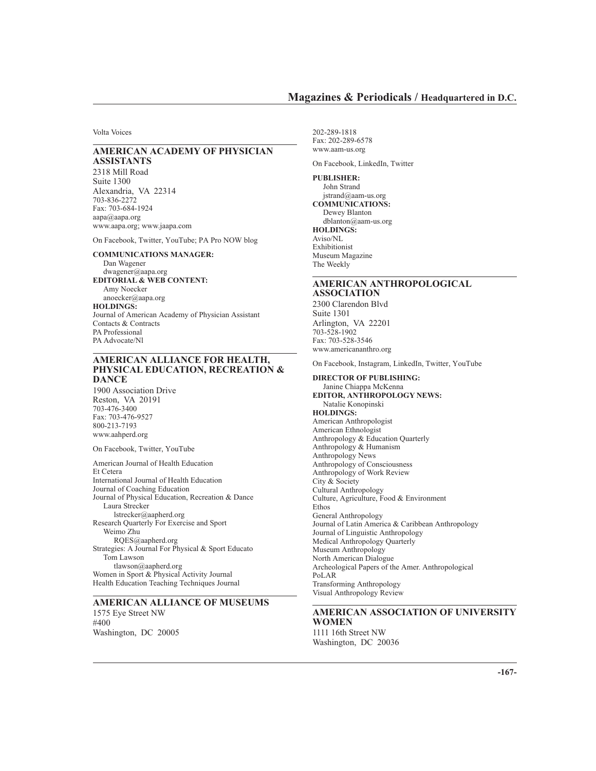Volta Voices

## AMERICAN ACADEMY OF PHYSICIAN ASSISTANTS

2318 Mill Road
Suite 1300
Alexandria, VA 22314
703-836-2272
Fax: 703-684-1924
aapa@aapa.org
www.aapa.org; www.jaapa.com

On Facebook, Twitter, YouTube; PA Pro NOW blog

**COMMUNICATIONS MANAGER:**
Dan Wagener
dwagener@aapa.org
**EDITORIAL & WEB CONTENT:**
Amy Noecker
anoecker@aapa.org
**HOLDINGS:**
Journal of American Academy of Physician Assistant
Contacts & Contracts
PA Professional
PA Advocate/Nl

## AMERICAN ALLIANCE FOR HEALTH, PHYSICAL EDUCATION, RECREATION & DANCE

1900 Association Drive
Reston, VA 20191
703-476-3400
Fax: 703-476-9527
800-213-7193
www.aahperd.org

On Facebook, Twitter, YouTube

American Journal of Health Education
Et Cetera
International Journal of Health Education
Journal of Coaching Education
Journal of Physical Education, Recreation & Dance
Laura Strecker
lstrecker@aapherd.org
Research Quarterly For Exercise and Sport
Weimo Zhu
RQES@aapherd.org
Strategies: A Journal For Physical & Sport Educato
Tom Lawson
tlawson@aapherd.org
Women in Sport & Physical Activity Journal
Health Education Teaching Techniques Journal

## AMERICAN ALLIANCE OF MUSEUMS

1575 Eye Street NW
#400
Washington, DC 20005
202-289-1818
Fax: 202-289-6578
www.aam-us.org

On Facebook, LinkedIn, Twitter

**PUBLISHER:**
John Strand
jstrand@aam-us.org
**COMMUNICATIONS:**
Dewey Blanton
dblanton@aam-us.org
**HOLDINGS:**
Aviso/NL
Exhibitionist
Museum Magazine
The Weekly

## AMERICAN ANTHROPOLOGICAL ASSOCIATION

2300 Clarendon Blvd
Suite 1301
Arlington, VA 22201
703-528-1902
Fax: 703-528-3546
www.americananthro.org

On Facebook, Instagram, LinkedIn, Twitter, YouTube

**DIRECTOR OF PUBLISHING:**
Janine Chiappa McKenna
**EDITOR, ANTHROPOLOGY NEWS:**
Natalie Konopinski
**HOLDINGS:**
American Anthropologist
American Ethnologist
Anthropology & Education Quarterly
Anthropology & Humanism
Anthropology News
Anthropology of Consciousness
Anthropology of Work Review
City & Society
Cultural Anthropology
Culture, Agriculture, Food & Environment
Ethos
General Anthropology
Journal of Latin America & Caribbean Anthropology
Journal of Linguistic Anthropology
Medical Anthropology Quarterly
Museum Anthropology
North American Dialogue
Archeological Papers of the Amer. Anthropological
PoLAR
Transforming Anthropology
Visual Anthropology Review

## AMERICAN ASSOCIATION OF UNIVERSITY WOMEN

1111 16th Street NW
Washington, DC 20036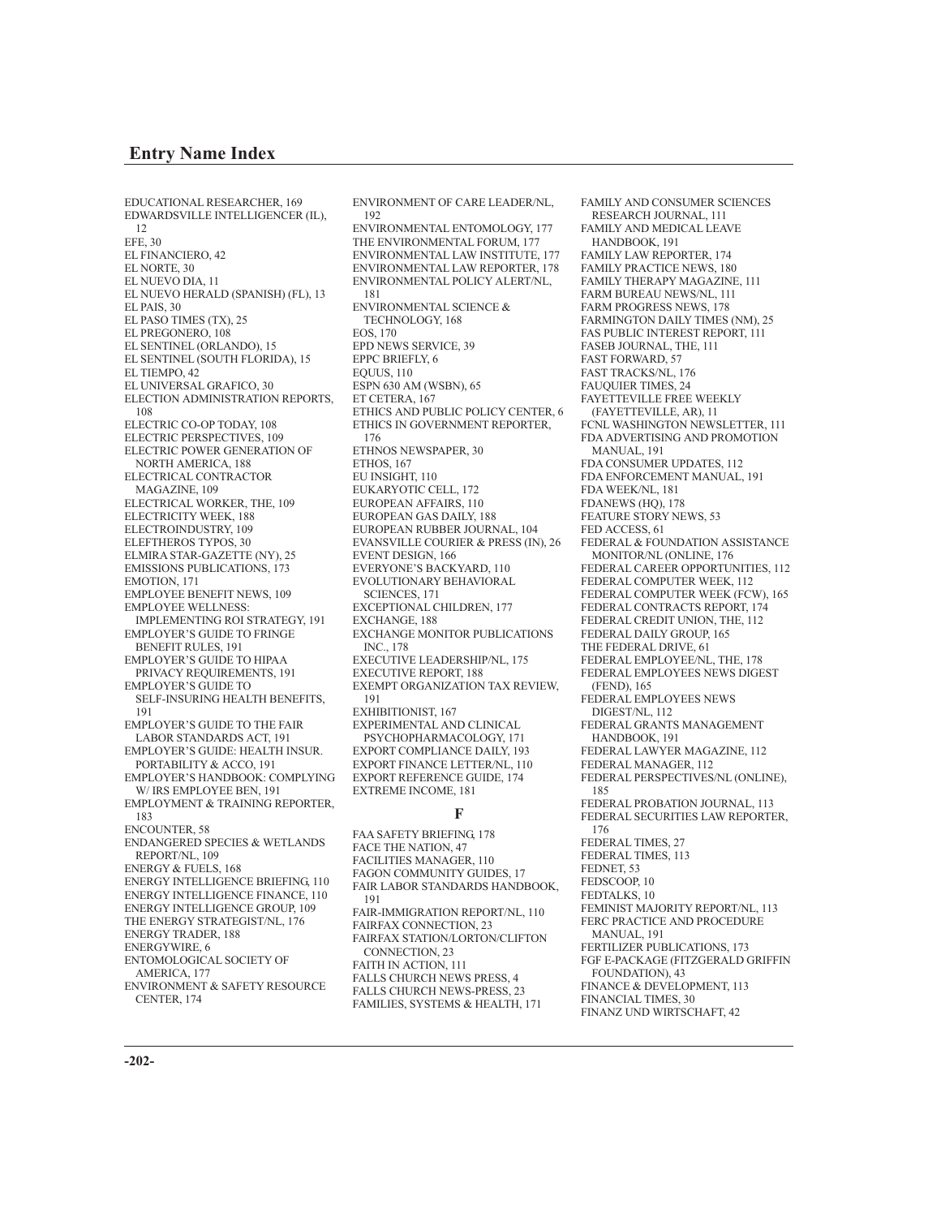## Entry Name Index

EDUCATIONAL RESEARCHER, 169
EDWARDSVILLE INTELLIGENCER (IL), 12
EFE, 30
EL FINANCIERO, 42
EL NORTE, 30
EL NUEVO DIA, 11
EL NUEVO HERALD (SPANISH) (FL), 13
EL PAIS, 30
EL PASO TIMES (TX), 25
EL PREGONERO, 108
EL SENTINEL (ORLANDO), 15
EL SENTINEL (SOUTH FLORIDA), 15
EL TIEMPO, 42
EL UNIVERSAL GRAFICO, 30
ELECTION ADMINISTRATION REPORTS, 108
ELECTRIC CO-OP TODAY, 108
ELECTRIC PERSPECTIVES, 109
ELECTRIC POWER GENERATION OF NORTH AMERICA, 188
ELECTRICAL CONTRACTOR MAGAZINE, 109
ELECTRICAL WORKER, THE, 109
ELECTRICITY WEEK, 188
ELECTROINDUSTRY, 109
ELEFTHEROS TYPOS, 30
ELMIRA STAR-GAZETTE (NY), 25
EMISSIONS PUBLICATIONS, 173
EMOTION, 171
EMPLOYEE BENEFIT NEWS, 109
EMPLOYEE WELLNESS: IMPLEMENTING ROI STRATEGY, 191
EMPLOYER'S GUIDE TO FRINGE BENEFIT RULES, 191
EMPLOYER'S GUIDE TO HIPAA PRIVACY REQUIREMENTS, 191
EMPLOYER'S GUIDE TO SELF-INSURING HEALTH BENEFITS, 191
EMPLOYER'S GUIDE TO THE FAIR LABOR STANDARDS ACT, 191
EMPLOYER'S GUIDE: HEALTH INSUR. PORTABILITY & ACCO, 191
EMPLOYER'S HANDBOOK: COMPLYING W/ IRS EMPLOYEE BEN, 191
EMPLOYMENT & TRAINING REPORTER, 183
ENCOUNTER, 58
ENDANGERED SPECIES & WETLANDS REPORT/NL, 109
ENERGY & FUELS, 168
ENERGY INTELLIGENCE BRIEFING, 110
ENERGY INTELLIGENCE FINANCE, 110
ENERGY INTELLIGENCE GROUP, 109
THE ENERGY STRATEGIST/NL, 176
ENERGY TRADER, 188
ENERGYWIRE, 6
ENTOMOLOGICAL SOCIETY OF AMERICA, 177
ENVIRONMENT & SAFETY RESOURCE CENTER, 174
ENVIRONMENT OF CARE LEADER/NL, 192
ENVIRONMENTAL ENTOMOLOGY, 177
THE ENVIRONMENTAL FORUM, 177
ENVIRONMENTAL LAW INSTITUTE, 177
ENVIRONMENTAL LAW REPORTER, 178
ENVIRONMENTAL POLICY ALERT/NL, 181
ENVIRONMENTAL SCIENCE & TECHNOLOGY, 168
EOS, 170
EPD NEWS SERVICE, 39
EPPC BRIEFLY, 6
EQUUS, 110
ESPN 630 AM (WSBN), 65
ET CETERA, 167
ETHICS AND PUBLIC POLICY CENTER, 6
ETHICS IN GOVERNMENT REPORTER, 176
ETHNOS NEWSPAPER, 30
ETHOS, 167
EU INSIGHT, 110
EUKARYOTIC CELL, 172
EUROPEAN AFFAIRS, 110
EUROPEAN GAS DAILY, 188
EUROPEAN RUBBER JOURNAL, 104
EVANSVILLE COURIER & PRESS (IN), 26
EVENT DESIGN, 166
EVERYONE'S BACKYARD, 110
EVOLUTIONARY BEHAVIORAL SCIENCES, 171
EXCEPTIONAL CHILDREN, 177
EXCHANGE, 188
EXCHANGE MONITOR PUBLICATIONS INC., 178
EXECUTIVE LEADERSHIP/NL, 175
EXECUTIVE REPORT, 188
EXEMPT ORGANIZATION TAX REVIEW, 191
EXHIBITIONIST, 167
EXPERIMENTAL AND CLINICAL PSYCHOPHARMACOLOGY, 171
EXPORT COMPLIANCE DAILY, 193
EXPORT FINANCE LETTER/NL, 110
EXPORT REFERENCE GUIDE, 174
EXTREME INCOME, 181

### F

FAA SAFETY BRIEFING, 178
FACE THE NATION, 47
FACILITIES MANAGER, 110
FAGON COMMUNITY GUIDES, 17
FAIR LABOR STANDARDS HANDBOOK, 191
FAIR-IMMIGRATION REPORT/NL, 110
FAIRFAX CONNECTION, 23
FAIRFAX STATION/LORTON/CLIFTON CONNECTION, 23
FAITH IN ACTION, 111
FALLS CHURCH NEWS PRESS, 4
FALLS CHURCH NEWS-PRESS, 23
FAMILIES, SYSTEMS & HEALTH, 171
FAMILY AND CONSUMER SCIENCES RESEARCH JOURNAL, 111
FAMILY AND MEDICAL LEAVE HANDBOOK, 191
FAMILY LAW REPORTER, 174
FAMILY PRACTICE NEWS, 180
FAMILY THERAPY MAGAZINE, 111
FARM BUREAU NEWS/NL, 111
FARM PROGRESS NEWS, 178
FARMINGTON DAILY TIMES (NM), 25
FAS PUBLIC INTEREST REPORT, 111
FASEB JOURNAL, THE, 111
FAST FORWARD, 57
FAST TRACKS/NL, 176
FAUQUIER TIMES, 24
FAYETTEVILLE FREE WEEKLY (FAYETTEVILLE, AR), 11
FCNL WASHINGTON NEWSLETTER, 111
FDA ADVERTISING AND PROMOTION MANUAL, 191
FDA CONSUMER UPDATES, 112
FDA ENFORCEMENT MANUAL, 191
FDA WEEK/NL, 181
FDANEWS (HQ), 178
FEATURE STORY NEWS, 53
FED ACCESS, 61
FEDERAL & FOUNDATION ASSISTANCE MONITOR/NL (ONLINE, 176
FEDERAL CAREER OPPORTUNITIES, 112
FEDERAL COMPUTER WEEK, 112
FEDERAL COMPUTER WEEK (FCW), 165
FEDERAL CONTRACTS REPORT, 174
FEDERAL CREDIT UNION, THE, 112
FEDERAL DAILY GROUP, 165
THE FEDERAL DRIVE, 61
FEDERAL EMPLOYEE/NL, THE, 178
FEDERAL EMPLOYEES NEWS DIGEST (FEND), 165
FEDERAL EMPLOYEES NEWS DIGEST/NL, 112
FEDERAL GRANTS MANAGEMENT HANDBOOK, 191
FEDERAL LAWYER MAGAZINE, 112
FEDERAL MANAGER, 112
FEDERAL PERSPECTIVES/NL (ONLINE), 185
FEDERAL PROBATION JOURNAL, 113
FEDERAL SECURITIES LAW REPORTER, 176
FEDERAL TIMES, 27
FEDERAL TIMES, 113
FEDNET, 53
FEDSCOOP, 10
FEDTALKS, 10
FEMINIST MAJORITY REPORT/NL, 113
FERC PRACTICE AND PROCEDURE MANUAL, 191
FERTILIZER PUBLICATIONS, 173
FGF E-PACKAGE (FITZGERALD GRIFFIN FOUNDATION), 43
FINANCE & DEVELOPMENT, 113
FINANCIAL TIMES, 30
FINANZ UND WIRTSCHAFT, 42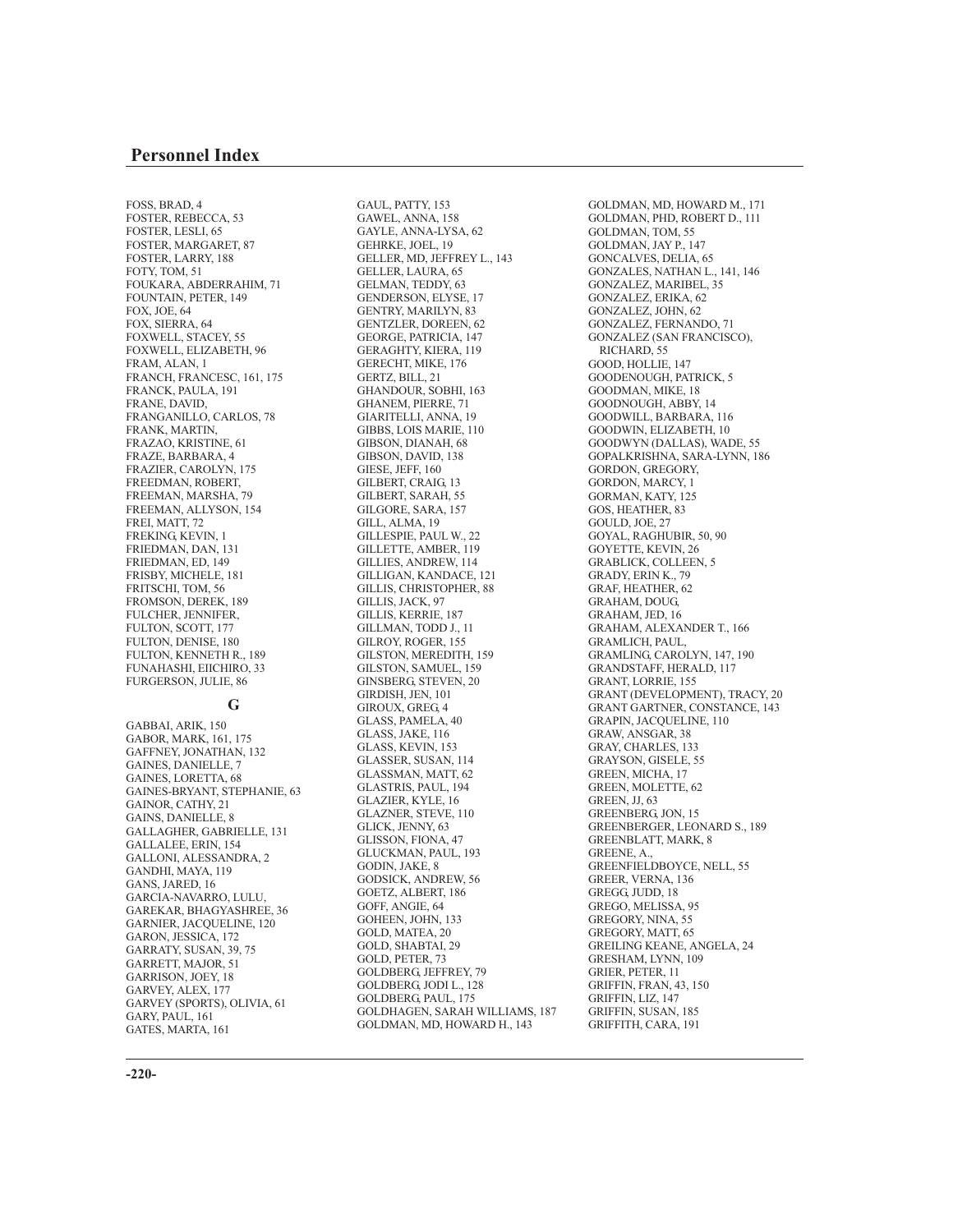## Personnel Index

FOSS, BRAD, 4
FOSTER, REBECCA, 53
FOSTER, LESLI, 65
FOSTER, MARGARET, 87
FOSTER, LARRY, 188
FOTY, TOM, 51
FOUKARA, ABDERRAHIM, 71
FOUNTAIN, PETER, 149
FOX, JOE, 64
FOX, SIERRA, 64
FOXWELL, STACEY, 55
FOXWELL, ELIZABETH, 96
FRAM, ALAN, 1
FRANCH, FRANCESC, 161, 175
FRANCK, PAULA, 191
FRANE, DAVID,
FRANGANILLO, CARLOS, 78
FRANK, MARTIN,
FRAZAO, KRISTINE, 61
FRAZE, BARBARA, 4
FRAZIER, CAROLYN, 175
FREEDMAN, ROBERT,
FREEMAN, MARSHA, 79
FREEMAN, ALLYSON, 154
FREI, MATT, 72
FREKING, KEVIN, 1
FRIEDMAN, DAN, 131
FRIEDMAN, ED, 149
FRISBY, MICHELE, 181
FRITSCHI, TOM, 56
FROMSON, DEREK, 189
FULCHER, JENNIFER,
FULTON, SCOTT, 177
FULTON, DENISE, 180
FULTON, KENNETH R., 189
FUNAHASHI, EIICHIRO, 33
FURGERSON, JULIE, 86

### G

GABBAI, ARIK, 150
GABOR, MARK, 161, 175
GAFFNEY, JONATHAN, 132
GAINES, DANIELLE, 7
GAINES, LORETTA, 68
GAINES-BRYANT, STEPHANIE, 63
GAINOR, CATHY, 21
GAINS, DANIELLE, 8
GALLAGHER, GABRIELLE, 131
GALLALEE, ERIN, 154
GALLONI, ALESSANDRA, 2
GANDHI, MAYA, 119
GANS, JARED, 16
GARCIA-NAVARRO, LULU,
GAREKAR, BHAGYASHREE, 36
GARNIER, JACQUELINE, 120
GARON, JESSICA, 172
GARRATY, SUSAN, 39, 75
GARRETT, MAJOR, 51
GARRISON, JOEY, 18
GARVEY, ALEX, 177
GARVEY (SPORTS), OLIVIA, 61
GARY, PAUL, 161
GATES, MARTA, 161

GAUL, PATTY, 153
GAWEL, ANNA, 158
GAYLE, ANNA-LYSA, 62
GEHRKE, JOEL, 19
GELLER, MD, JEFFREY L., 143
GELLER, LAURA, 65
GELMAN, TEDDY, 63
GENDERSON, ELYSE, 17
GENTRY, MARILYN, 83
GENTZLER, DOREEN, 62
GEORGE, PATRICIA, 147
GERAGHTY, KIERA, 119
GERECHT, MIKE, 176
GERTZ, BILL, 21
GHANDOUR, SOBHI, 163
GHANEM, PIERRE, 71
GIARITELLI, ANNA, 19
GIBBS, LOIS MARIE, 110
GIBSON, DIANAH, 68
GIBSON, DAVID, 138
GIESE, JEFF, 160
GILBERT, CRAIG, 13
GILBERT, SARAH, 55
GILGORE, SARA, 157
GILL, ALMA, 19
GILLESPIE, PAUL W., 22
GILLETTE, AMBER, 119
GILLIES, ANDREW, 114
GILLIGAN, KANDACE, 121
GILLIS, CHRISTOPHER, 88
GILLIS, JACK, 97
GILLIS, KERRIE, 187
GILLMAN, TODD J., 11
GILROY, ROGER, 155
GILSTON, MEREDITH, 159
GILSTON, SAMUEL, 159
GINSBERG, STEVEN, 20
GIRDISH, JEN, 101
GIROUX, GREG, 4
GLASS, PAMELA, 40
GLASS, JAKE, 116
GLASS, KEVIN, 153
GLASSER, SUSAN, 114
GLASSMAN, MATT, 62
GLASTRIS, PAUL, 194
GLAZIER, KYLE, 16
GLAZNER, STEVE, 110
GLICK, JENNY, 63
GLISSON, FIONA, 47
GLUCKMAN, PAUL, 193
GODIN, JAKE, 8
GODSICK, ANDREW, 56
GOETZ, ALBERT, 186
GOFF, ANGIE, 64
GOHEEN, JOHN, 133
GOLD, MATEA, 20
GOLD, SHABTAI, 29
GOLD, PETER, 73
GOLDBERG, JEFFREY, 79
GOLDBERG, JODI L., 128
GOLDBERG, PAUL, 175
GOLDHAGEN, SARAH WILLIAMS, 187
GOLDMAN, MD, HOWARD H., 143

GOLDMAN, MD, HOWARD M., 171
GOLDMAN, PHD, ROBERT D., 111
GOLDMAN, TOM, 55
GOLDMAN, JAY P., 147
GONCALVES, DELIA, 65
GONZALES, NATHAN L., 141, 146
GONZALEZ, MARIBEL, 35
GONZALEZ, ERIKA, 62
GONZALEZ, JOHN, 62
GONZALEZ, FERNANDO, 71
GONZALEZ (SAN FRANCISCO), RICHARD, 55
GOOD, HOLLIE, 147
GOODENOUGH, PATRICK, 5
GOODMAN, MIKE, 18
GOODNOUGH, ABBY, 14
GOODWILL, BARBARA, 116
GOODWIN, ELIZABETH, 10
GOODWYN (DALLAS), WADE, 55
GOPALKRISHNA, SARA-LYNN, 186
GORDON, GREGORY,
GORDON, MARCY, 1
GORMAN, KATY, 125
GOS, HEATHER, 83
GOULD, JOE, 27
GOYAL, RAGHUBIR, 50, 90
GOYETTE, KEVIN, 26
GRABLICK, COLLEEN, 5
GRADY, ERIN K., 79
GRAF, HEATHER, 62
GRAHAM, DOUG,
GRAHAM, JED, 16
GRAHAM, ALEXANDER T., 166
GRAMLICH, PAUL,
GRAMLING, CAROLYN, 147, 190
GRANDSTAFF, HERALD, 117
GRANT, LORRIE, 155
GRANT (DEVELOPMENT), TRACY, 20
GRANT GARTNER, CONSTANCE, 143
GRAPIN, JACQUELINE, 110
GRAW, ANSGAR, 38
GRAY, CHARLES, 133
GRAYSON, GISELE, 55
GREEN, MICHA, 17
GREEN, MOLETTE, 62
GREEN, JJ, 63
GREENBERG, JON, 15
GREENBERGER, LEONARD S., 189
GREENBLATT, MARK, 8
GREENE, A.,
GREENFIELDBOYCE, NELL, 55
GREER, VERNA, 136
GREGG, JUDD, 18
GREGO, MELISSA, 95
GREGORY, NINA, 55
GREGORY, MATT, 65
GREILING KEANE, ANGELA, 24
GRESHAM, LYNN, 109
GRIER, PETER, 11
GRIFFIN, FRAN, 43, 150
GRIFFIN, LIZ, 147
GRIFFIN, SUSAN, 185
GRIFFITH, CARA, 191